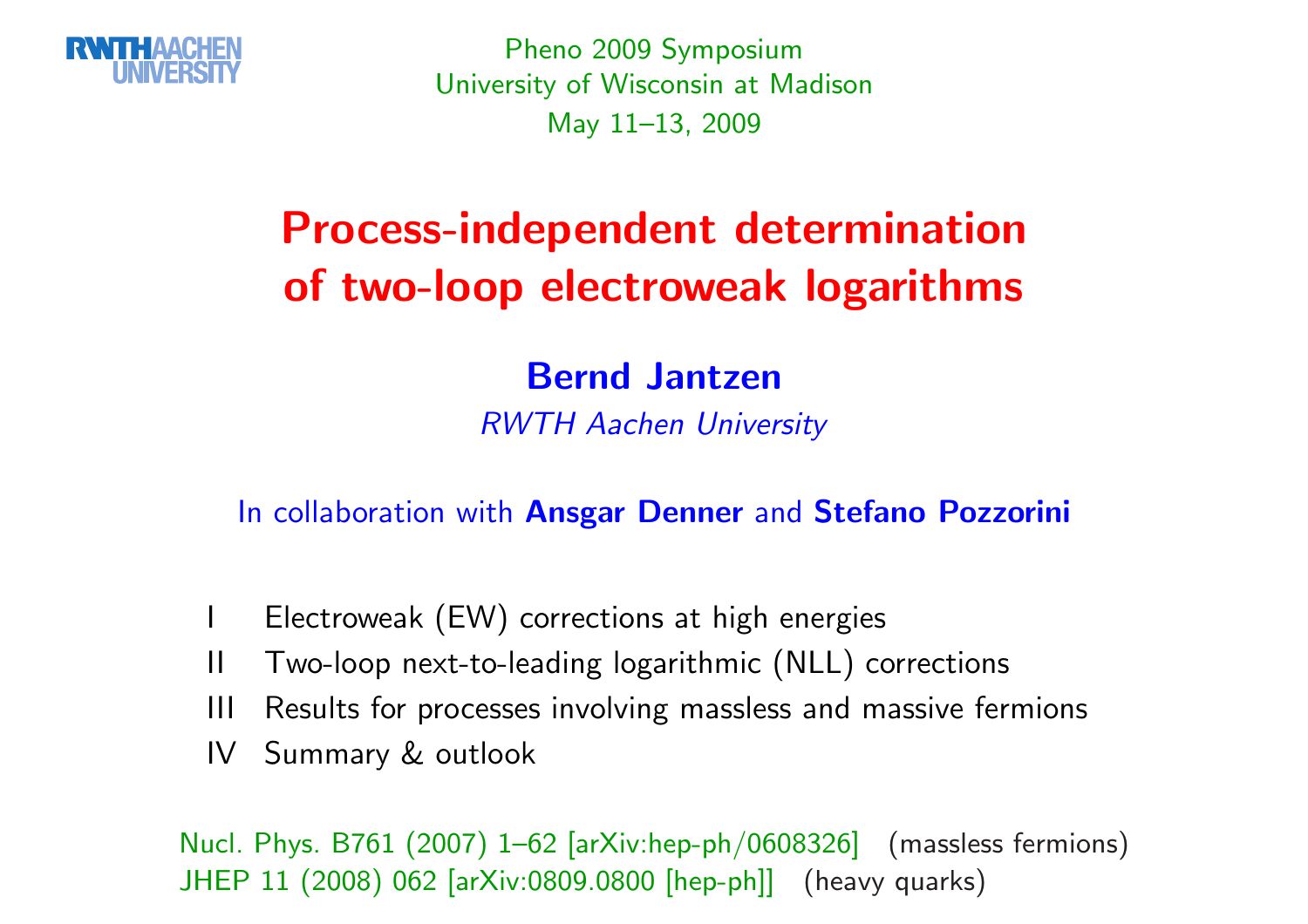RWTH AACHEN UNIVERSITY

Pheno 2009 Symposium
University of Wisconsin at Madison
May 11–13, 2009

# Process-independent determination of two-loop electroweak logarithms

**Bernd Jantzen**

*RWTH Aachen University*

In collaboration with **Ansgar Denner** and **Stefano Pozzorini**

- I Electroweak (EW) corrections at high energies
- II Two-loop next-to-leading logarithmic (NLL) corrections
- III Results for processes involving massless and massive fermions
- IV Summary & outlook

Nucl. Phys. B761 (2007) 1–62 [arXiv:hep-ph/0608326] (massless fermions)
JHEP 11 (2008) 062 [arXiv:0809.0800 [hep-ph]] (heavy quarks)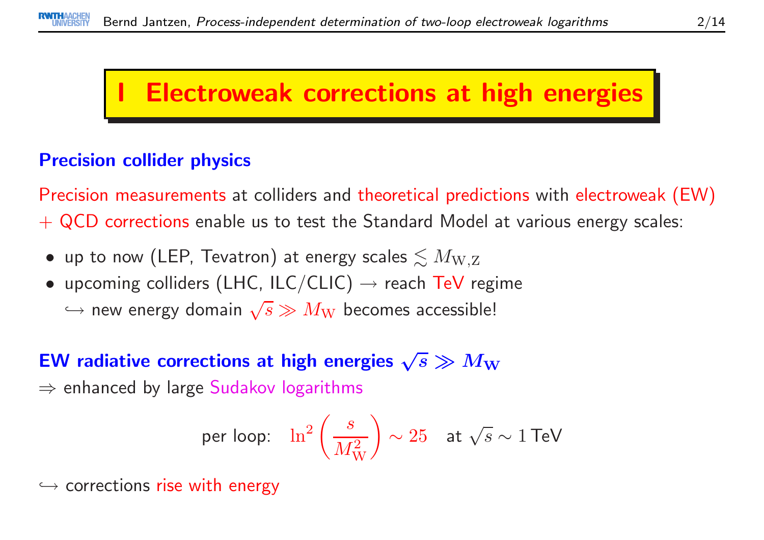# I Electroweak corrections at high energies

## Precision collider physics

Precision measurements at colliders and theoretical predictions with electroweak (EW) + QCD corrections enable us to test the Standard Model at various energy scales:

- up to now (LEP, Tevatron) at energy scales $\lesssim M_{\mathrm{W,Z}}$
- upcoming colliders (LHC, ILC/CLIC) → reach TeV regime
  ↪ new energy domain $\sqrt{s} \gg M_{\mathrm{W}}$ becomes accessible!

## EW radiative corrections at high energies $\sqrt{s} \gg M_{\mathrm{W}}$

⇒ enhanced by large Sudakov logarithms

$$\text{per loop:} \quad \ln^2\left(\frac{s}{M_{\mathrm{W}}^2}\right) \sim 25 \quad \text{at } \sqrt{s} \sim 1\,\text{TeV}$$

↪ corrections rise with energy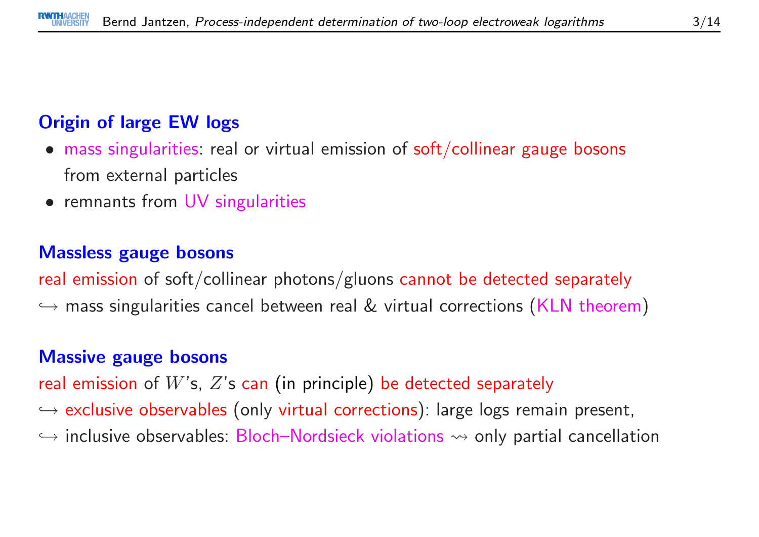## Origin of large EW logs

- mass singularities: real or virtual emission of soft/collinear gauge bosons from external particles
- remnants from UV singularities

## Massless gauge bosons

real emission of soft/collinear photons/gluons cannot be detected separately
↪ mass singularities cancel between real & virtual corrections (KLN theorem)

## Massive gauge bosons

real emission of $W$'s, $Z$'s can (in principle) be detected separately
↪ exclusive observables (only virtual corrections): large logs remain present,
↪ inclusive observables: Bloch–Nordsieck violations ⇝ only partial cancellation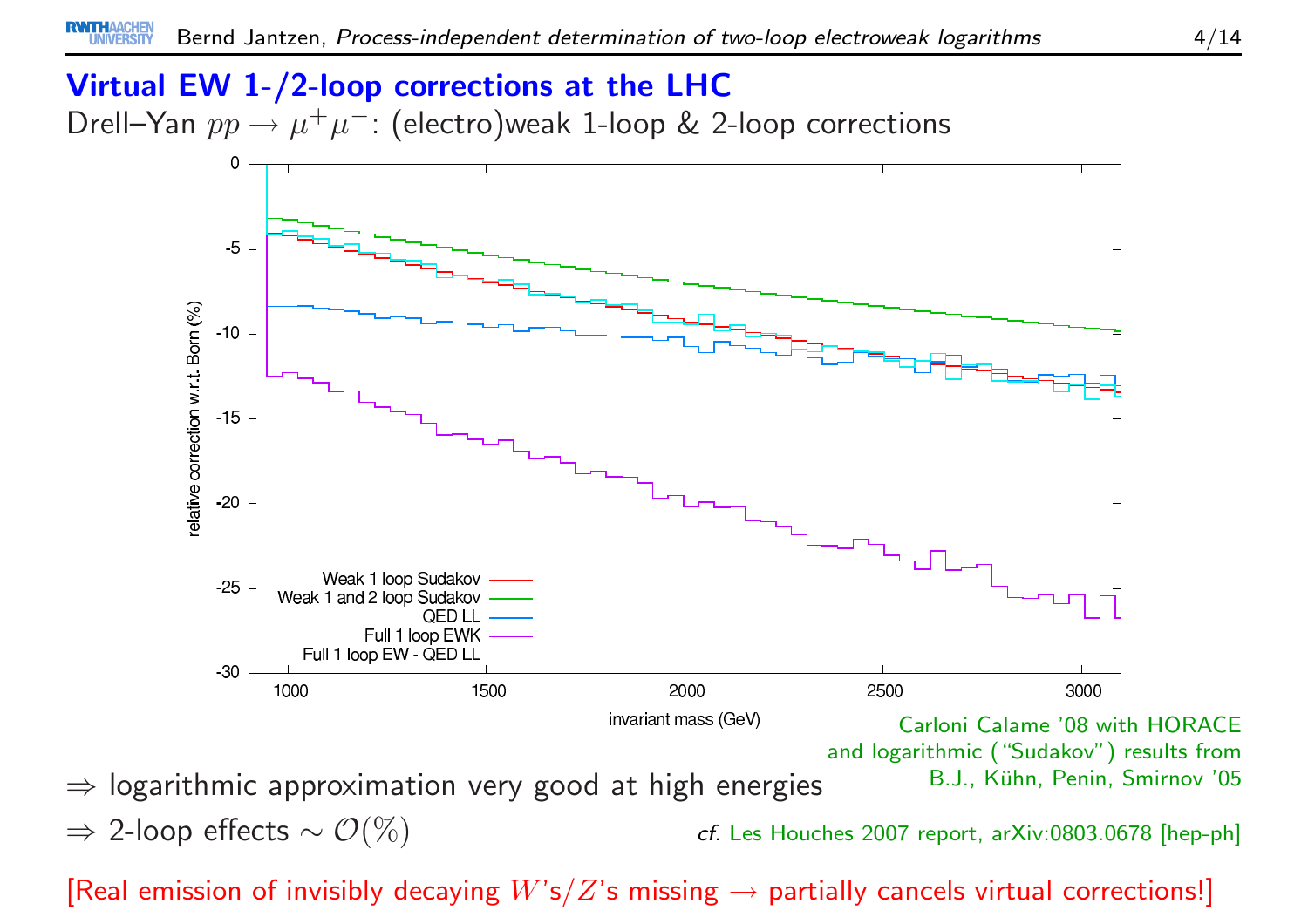## Virtual EW 1-/2-loop corrections at the LHC

Drell–Yan $pp \to \mu^+\mu^-$: (electro)weak 1-loop & 2-loop corrections

Carloni Calame '08 with HORACE and logarithmic ("Sudakov") results from B.J., Kühn, Penin, Smirnov '05

$\Rightarrow$ logarithmic approximation very good at high energies

$\Rightarrow$ 2-loop effects $\sim \mathcal{O}(\%)$

*cf.* Les Houches 2007 report, arXiv:0803.0678 [hep-ph]

[Real emission of invisibly decaying $W$'s/$Z$'s missing $\to$ partially cancels virtual corrections!]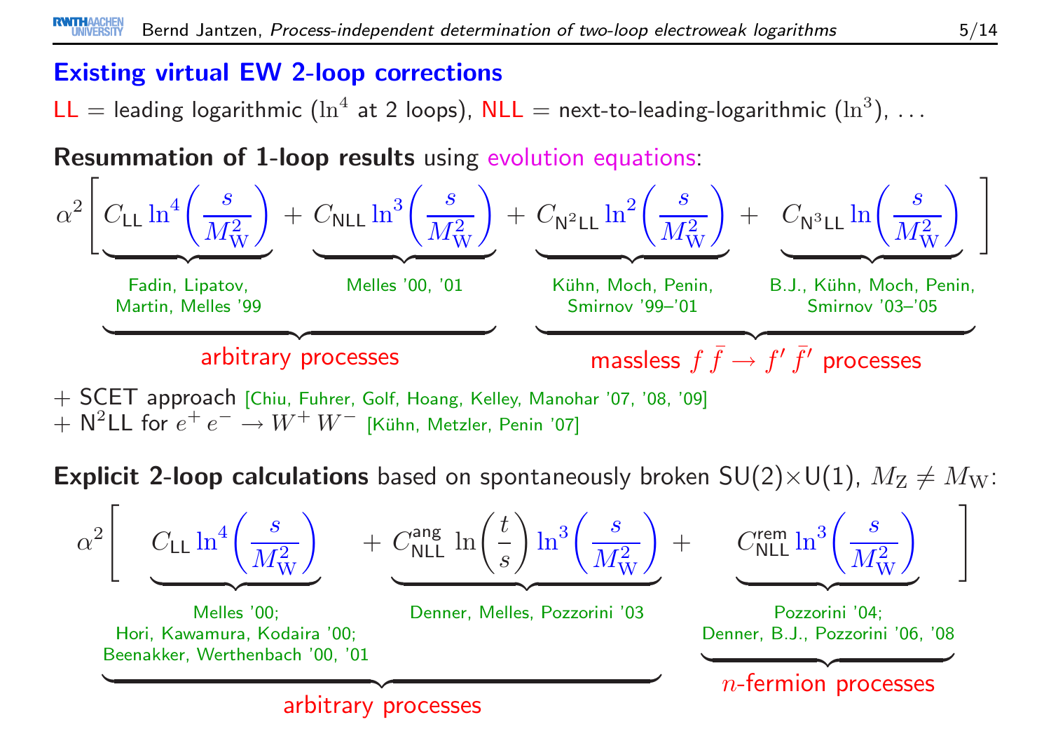## Existing virtual EW 2-loop corrections

LL = leading logarithmic ($\ln^4$ at 2 loops), NLL = next-to-leading-logarithmic ($\ln^3$), …

**Resummation of 1-loop results** using evolution equations:

$$\alpha^2\Bigg[\underbrace{C_{\mathrm{LL}}\ln^4\left(\frac{s}{M_\mathrm{W}^2}\right)}_{\text{Fadin, Lipatov, Martin, Melles '99}} + \underbrace{C_{\mathrm{NLL}}\ln^3\left(\frac{s}{M_\mathrm{W}^2}\right)}_{\text{Melles '00, '01}} + \underbrace{C_{\mathrm{N^2LL}}\ln^2\left(\frac{s}{M_\mathrm{W}^2}\right)}_{\text{Kühn, Moch, Penin, Smirnov '99–'01}} + \underbrace{C_{\mathrm{N^3LL}}\ln\left(\frac{s}{M_\mathrm{W}^2}\right)}_{\text{B.J., Kühn, Moch, Penin, Smirnov '03–'05}}\Bigg]$$

- LL and NLL terms: arbitrary processes
- $\mathrm{N^2LL}$ and $\mathrm{N^3LL}$ terms: massless $f\,\bar{f} \to f'\,\bar{f}'$ processes

+ SCET approach [Chiu, Fuhrer, Golf, Hoang, Kelley, Manohar '07, '08, '09]
+ $\mathrm{N^2LL}$ for $e^+\,e^- \to W^+\,W^-$ [Kühn, Metzler, Penin '07]

**Explicit 2-loop calculations** based on spontaneously broken SU(2)×U(1), $M_\mathrm{Z} \neq M_\mathrm{W}$:

$$\alpha^2\Bigg[\underbrace{C_{\mathrm{LL}}\ln^4\left(\frac{s}{M_\mathrm{W}^2}\right)}_{\text{Melles '00; Hori, Kawamura, Kodaira '00; Beenakker, Werthenbach '00, '01}} + \underbrace{C_{\mathrm{NLL}}^{\mathrm{ang}}\ln\left(\frac{t}{s}\right)\ln^3\left(\frac{s}{M_\mathrm{W}^2}\right)}_{\text{Denner, Melles, Pozzorini '03}} + \underbrace{C_{\mathrm{NLL}}^{\mathrm{rem}}\ln^3\left(\frac{s}{M_\mathrm{W}^2}\right)}_{\text{Pozzorini '04; Denner, B.J., Pozzorini '06, '08}}\Bigg]$$

- LL and angular-dependent NLL terms: arbitrary processes
- Remaining NLL terms: $n$-fermion processes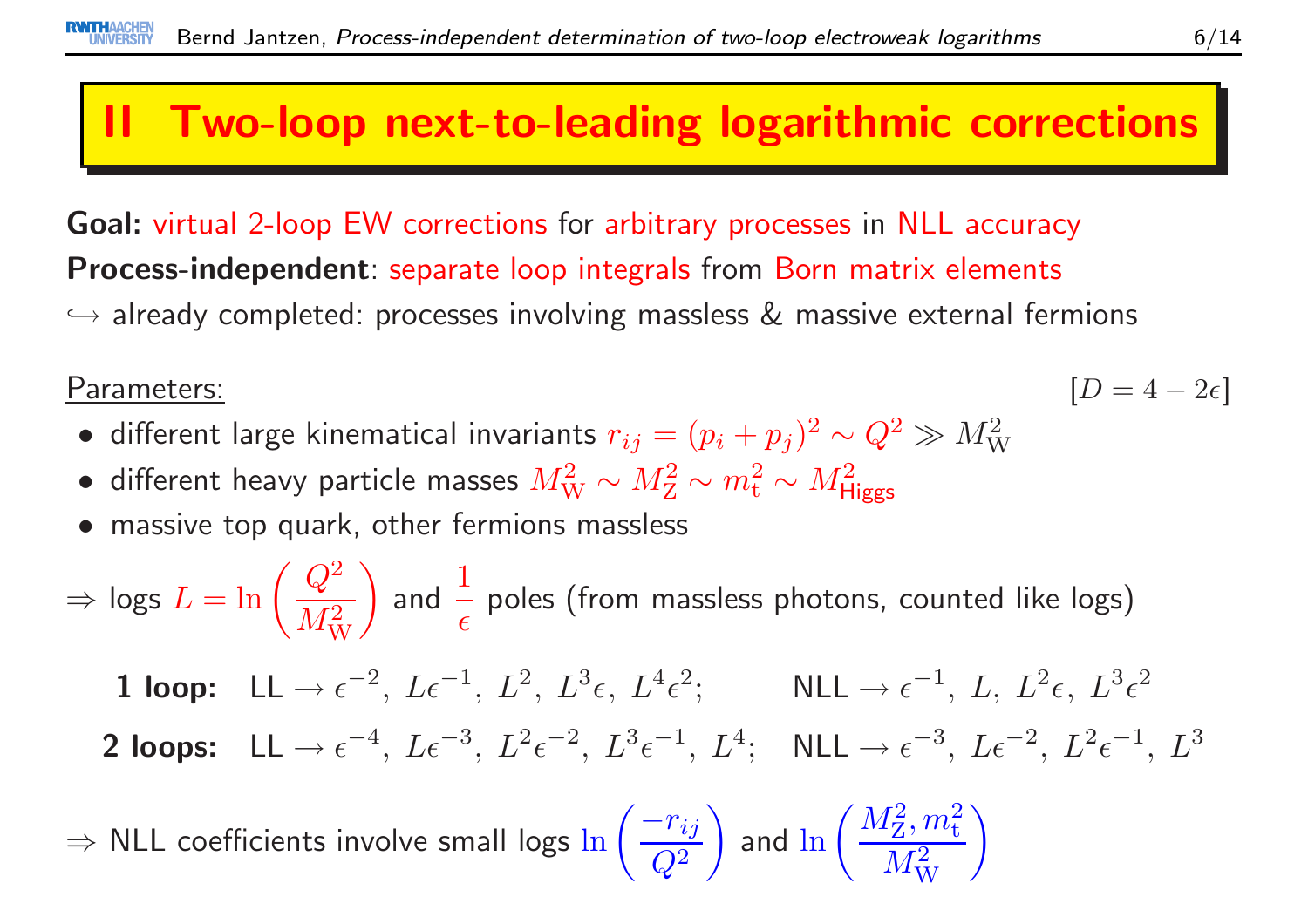# II Two-loop next-to-leading logarithmic corrections

**Goal:** virtual 2-loop EW corrections for arbitrary processes in NLL accuracy

**Process-independent**: separate loop integrals from Born matrix elements

↪ already completed: processes involving massless & massive external fermions

Parameters: $[D = 4 - 2\epsilon]$

- different large kinematical invariants $r_{ij} = (p_i + p_j)^2 \sim Q^2 \gg M_\mathrm{W}^2$
- different heavy particle masses $M_\mathrm{W}^2 \sim M_\mathrm{Z}^2 \sim m_\mathrm{t}^2 \sim M_\mathrm{Higgs}^2$
- massive top quark, other fermions massless

⇒ logs $L = \ln\left(\frac{Q^2}{M_\mathrm{W}^2}\right)$ and $\frac{1}{\epsilon}$ poles (from massless photons, counted like logs)

**1 loop:** LL → $\epsilon^{-2},\ L\epsilon^{-1},\ L^2,\ L^3\epsilon,\ L^4\epsilon^2$; NLL → $\epsilon^{-1},\ L,\ L^2\epsilon,\ L^3\epsilon^2$

**2 loops:** LL → $\epsilon^{-4},\ L\epsilon^{-3},\ L^2\epsilon^{-2},\ L^3\epsilon^{-1},\ L^4$; NLL → $\epsilon^{-3},\ L\epsilon^{-2},\ L^2\epsilon^{-1},\ L^3$

⇒ NLL coefficients involve small logs $\ln\left(\frac{-r_{ij}}{Q^2}\right)$ and $\ln\left(\frac{M_\mathrm{Z}^2, m_\mathrm{t}^2}{M_\mathrm{W}^2}\right)$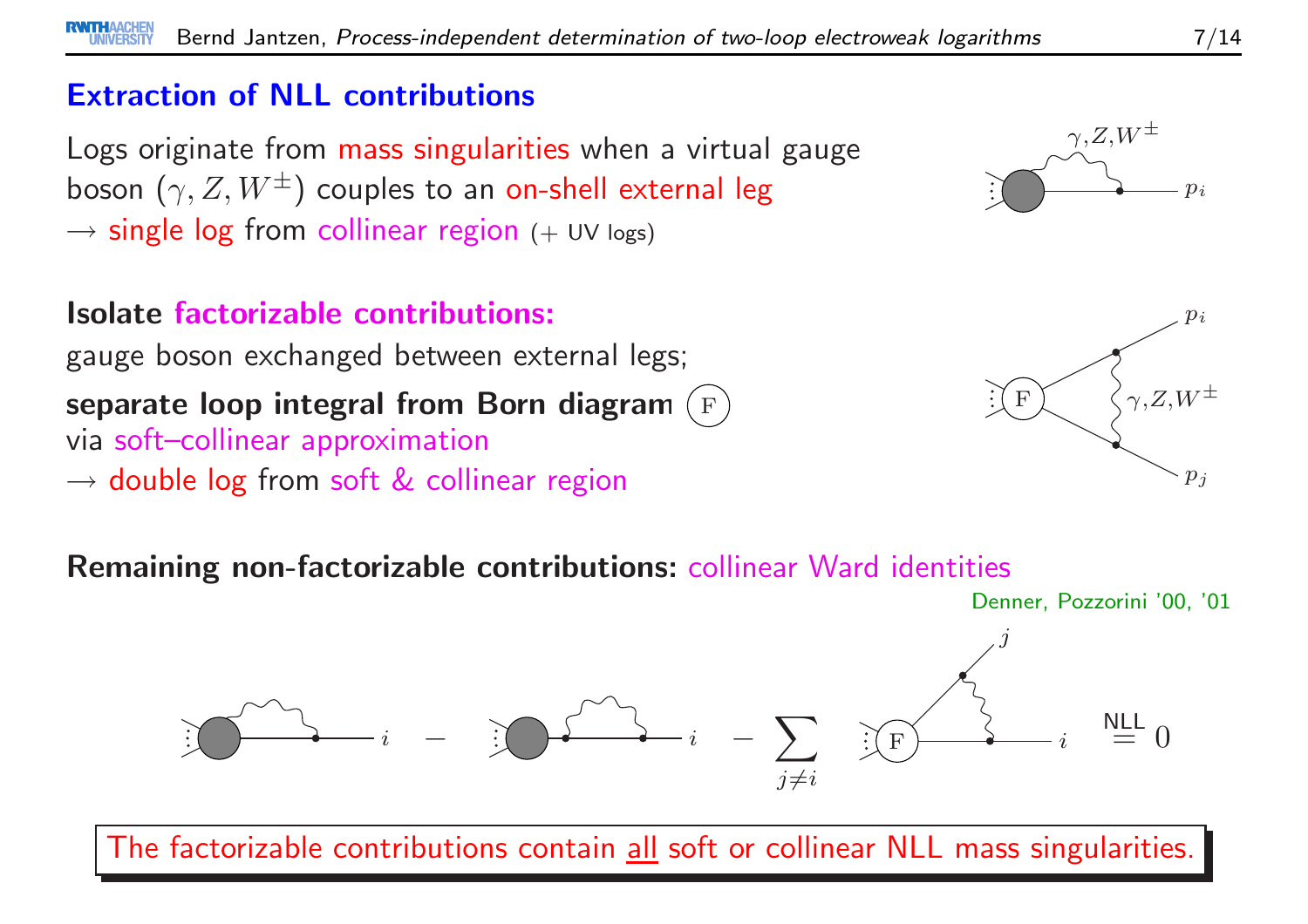## Extraction of NLL contributions

Logs originate from mass singularities when a virtual gauge boson ($\gamma, Z, W^{\pm}$) couples to an on-shell external leg
$\rightarrow$ single log from collinear region (+ UV logs)

**Isolate factorizable contributions:**
gauge boson exchanged between external legs;

**separate loop integral from Born diagram** (F)
via soft–collinear approximation
$\rightarrow$ double log from soft & collinear region

**Remaining non-factorizable contributions:** collinear Ward identities

Denner, Pozzorini '00, '01

$$\text{NLL: } \quad (\ldots) \; - \; (\ldots) \; - \sum_{j \neq i} (\ldots) \overset{\text{NLL}}{=} 0$$

The factorizable contributions contain <u>all</u> soft or collinear NLL mass singularities.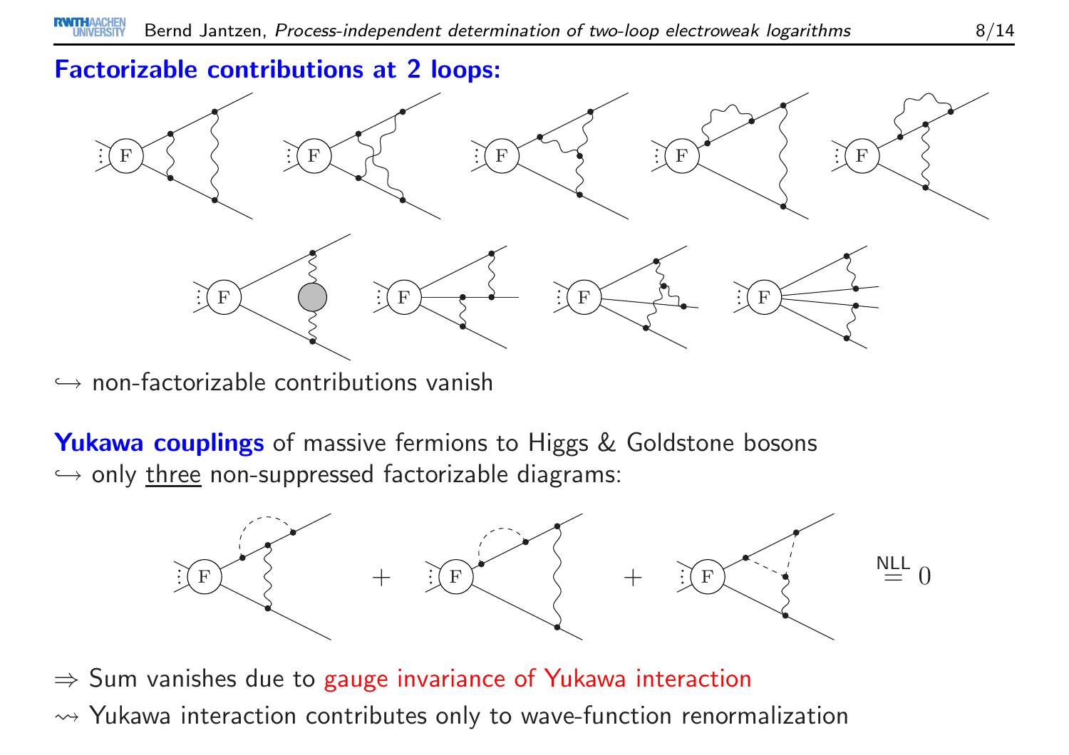**Factorizable contributions at 2 loops:**

$\hookrightarrow$ non-factorizable contributions vanish

**Yukawa couplings** of massive fermions to Higgs & Goldstone bosons

$\hookrightarrow$ only <u>three</u> non-suppressed factorizable diagrams:

$$+ \qquad + \qquad \overset{\text{NLL}}{=} 0$$

$\Rightarrow$ Sum vanishes due to gauge invariance of Yukawa interaction

$\rightsquigarrow$ Yukawa interaction contributes only to wave-function renormalization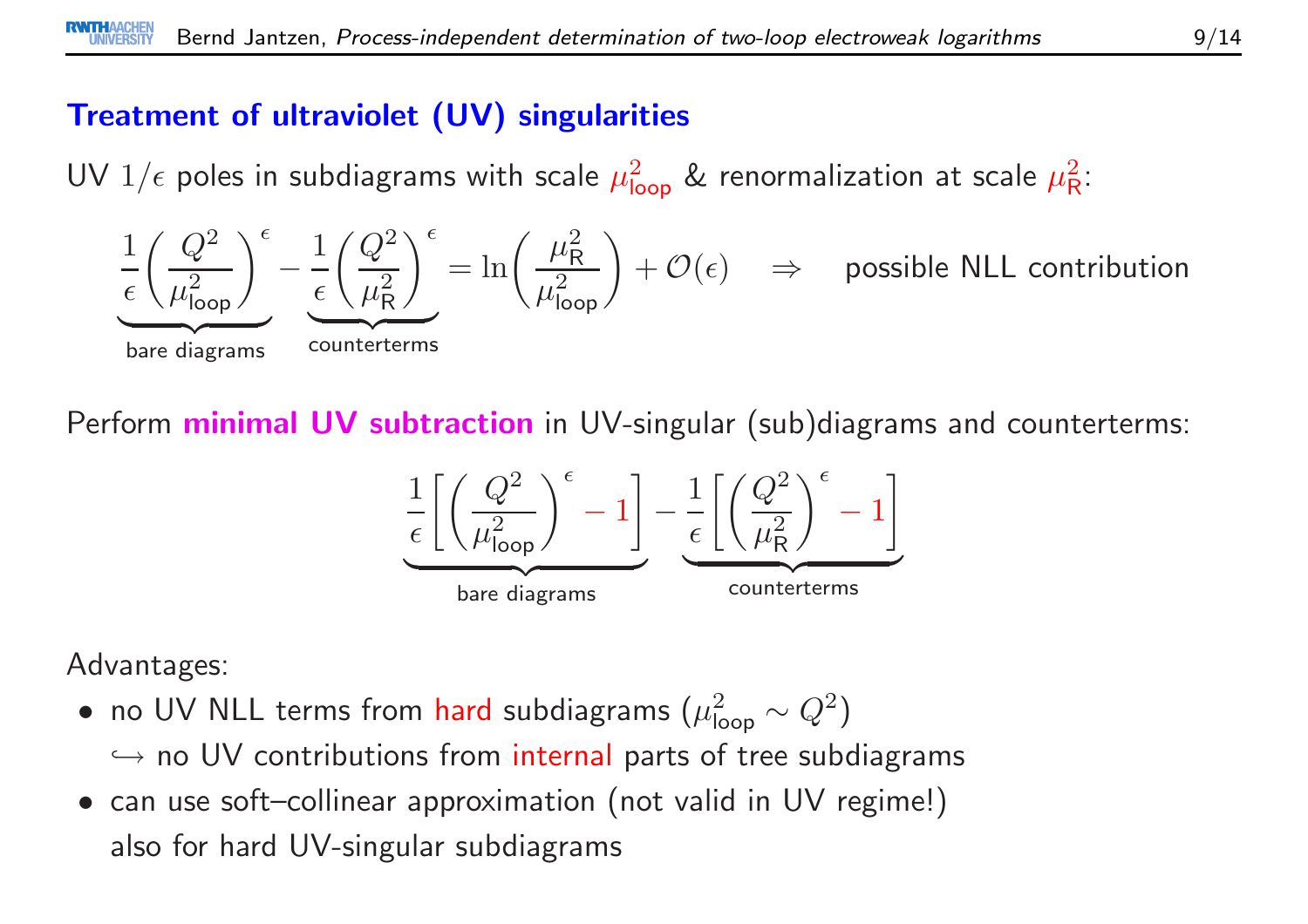## Treatment of ultraviolet (UV) singularities

UV $1/\epsilon$ poles in subdiagrams with scale $\mu^2_{\text{loop}}$ & renormalization at scale $\mu^2_{\text{R}}$:

$$\underbrace{\frac{1}{\epsilon}\left(\frac{Q^2}{\mu^2_{\text{loop}}}\right)^{\epsilon}}_{\text{bare diagrams}} - \underbrace{\frac{1}{\epsilon}\left(\frac{Q^2}{\mu^2_{\text{R}}}\right)^{\epsilon}}_{\text{counterterms}} = \ln\left(\frac{\mu^2_{\text{R}}}{\mu^2_{\text{loop}}}\right) + \mathcal{O}(\epsilon) \quad \Rightarrow \quad \text{possible NLL contribution}$$

Perform **minimal UV subtraction** in UV-singular (sub)diagrams and counterterms:

$$\underbrace{\frac{1}{\epsilon}\left[\left(\frac{Q^2}{\mu^2_{\text{loop}}}\right)^{\epsilon} - 1\right]}_{\text{bare diagrams}} - \underbrace{\frac{1}{\epsilon}\left[\left(\frac{Q^2}{\mu^2_{\text{R}}}\right)^{\epsilon} - 1\right]}_{\text{counterterms}}$$

Advantages:

- no UV NLL terms from hard subdiagrams ($\mu^2_{\text{loop}} \sim Q^2$)
  $\hookrightarrow$ no UV contributions from internal parts of tree subdiagrams
- can use soft–collinear approximation (not valid in UV regime!) also for hard UV-singular subdiagrams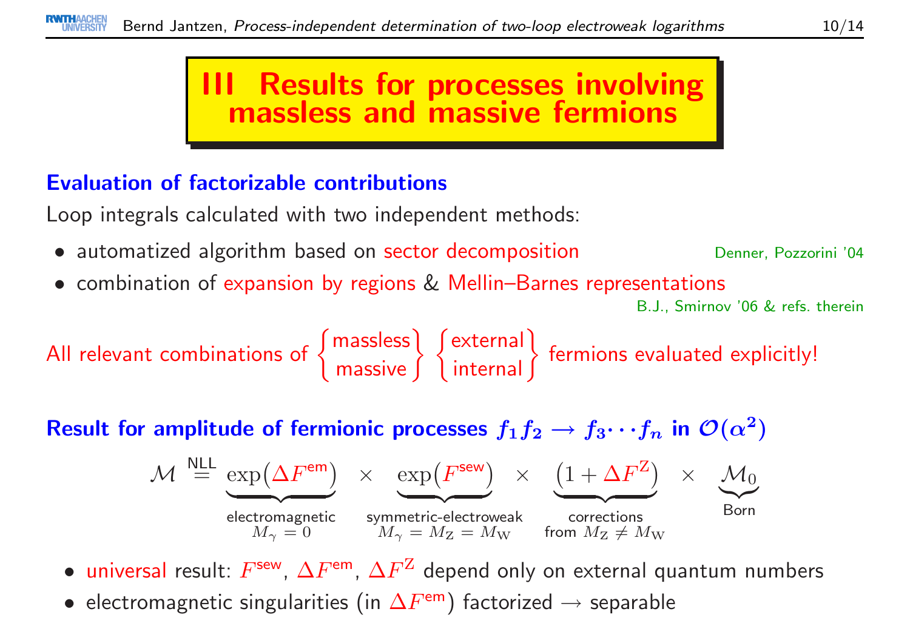# III Results for processes involving massless and massive fermions

### Evaluation of factorizable contributions

Loop integrals calculated with two independent methods:

- automatized algorithm based on sector decomposition — Denner, Pozzorini '04
- combination of expansion by regions & Mellin–Barnes representations — B.J., Smirnov '06 & refs. therein

All relevant combinations of $\left\{\begin{matrix}\text{massless}\\\text{massive}\end{matrix}\right\}$ $\left\{\begin{matrix}\text{external}\\\text{internal}\end{matrix}\right\}$ fermions evaluated explicitly!

### Result for amplitude of fermionic processes $f_1 f_2 \to f_3 \cdots f_n$ in $\mathcal{O}(\alpha^2)$

$$\mathcal{M} \overset{\text{NLL}}{=} \underbrace{\exp\left(\Delta F^{\text{em}}\right)}_{\substack{\text{electromagnetic}\\ M_\gamma = 0}} \times \underbrace{\exp\left(F^{\text{sew}}\right)}_{\substack{\text{symmetric-electroweak}\\ M_\gamma = M_\text{Z} = M_\text{W}}} \times \underbrace{\left(1 + \Delta F^{\text{Z}}\right)}_{\substack{\text{corrections}\\ \text{from } M_\text{Z} \neq M_\text{W}}} \times \underbrace{\mathcal{M}_0}_{\text{Born}}$$

- universal result: $F^{\text{sew}}$, $\Delta F^{\text{em}}$, $\Delta F^{\text{Z}}$ depend only on external quantum numbers
- electromagnetic singularities (in $\Delta F^{\text{em}}$) factorized $\to$ separable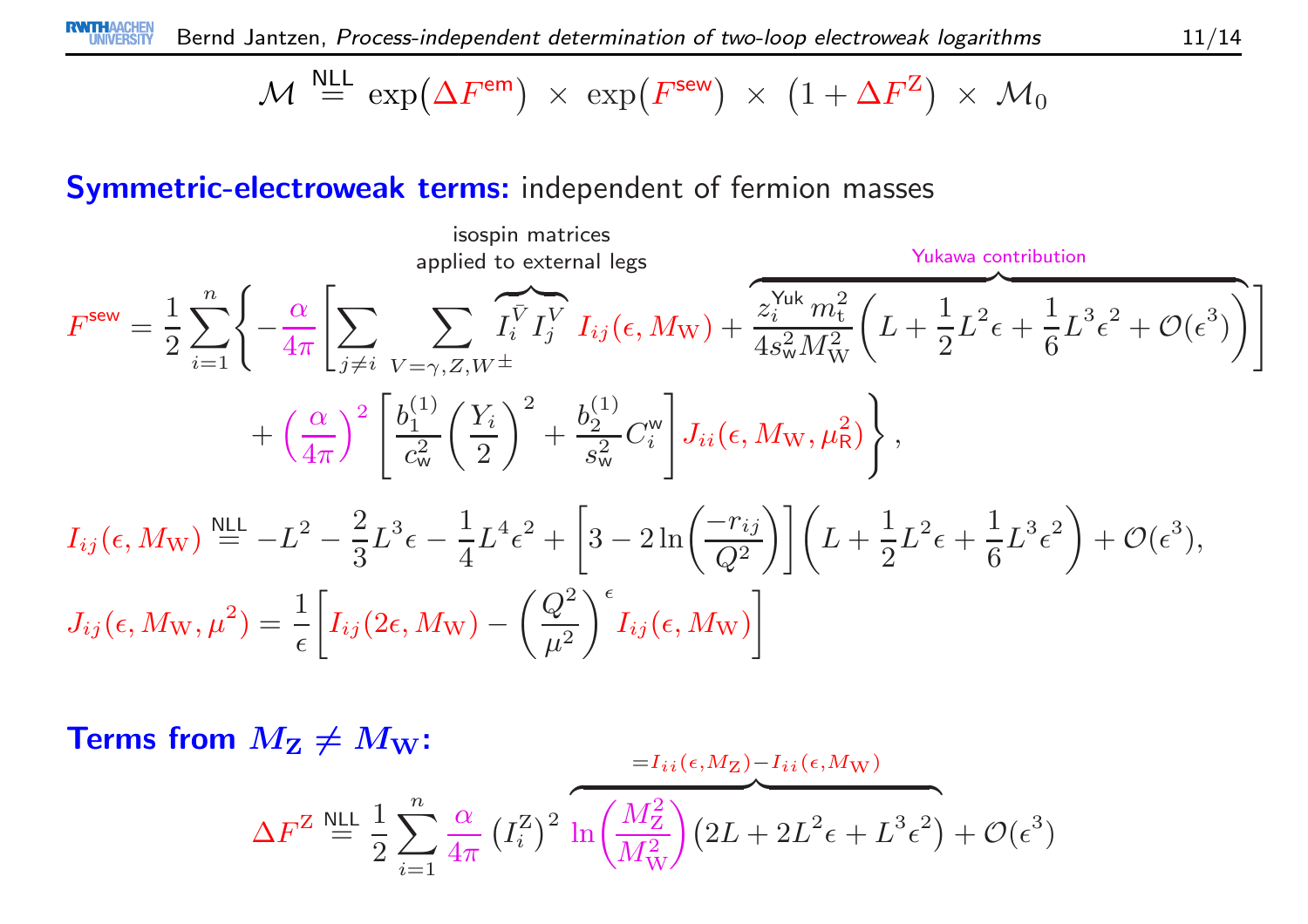$$\mathcal{M} \overset{\text{NLL}}{=} \exp\left(\Delta F^{\text{em}}\right) \times \exp\left(F^{\text{sew}}\right) \times \left(1 + \Delta F^{\text{Z}}\right) \times \mathcal{M}_0$$

**Symmetric-electroweak terms:** independent of fermion masses

$$F^{\text{sew}} = \frac{1}{2}\sum_{i=1}^{n}\left\{-\frac{\alpha}{4\pi}\left[\sum_{j\neq i}\sum_{V=\gamma,Z,W^\pm}\overbrace{I_i^{\bar{V}} I_j^{V}}^{\substack{\text{isospin matrices}\\\text{applied to external legs}}} I_{ij}(\epsilon, M_{\text{W}}) + \overbrace{\frac{z_i^{\text{Yuk}}\, m_{\text{t}}^2}{4 s_{\text{w}}^2 M_{\text{W}}^2}\left(L + \frac{1}{2}L^2\epsilon + \frac{1}{6}L^3\epsilon^2 + \mathcal{O}(\epsilon^3)\right)}^{\text{Yukawa contribution}}\right] + \left(\frac{\alpha}{4\pi}\right)^2\left[\frac{b_1^{(1)}}{c_{\text{w}}^2}\left(\frac{Y_i}{2}\right)^2 + \frac{b_2^{(1)}}{s_{\text{w}}^2}C_i^{\text{w}}\right] J_{ii}(\epsilon, M_{\text{W}}, \mu_{\text{R}}^2)\right\},$$

$$I_{ij}(\epsilon, M_{\text{W}}) \overset{\text{NLL}}{=} -L^2 - \frac{2}{3}L^3\epsilon - \frac{1}{4}L^4\epsilon^2 + \left[3 - 2\ln\left(\frac{-r_{ij}}{Q^2}\right)\right]\left(L + \frac{1}{2}L^2\epsilon + \frac{1}{6}L^3\epsilon^2\right) + \mathcal{O}(\epsilon^3),$$

$$J_{ij}(\epsilon, M_{\text{W}}, \mu^2) = \frac{1}{\epsilon}\left[I_{ij}(2\epsilon, M_{\text{W}}) - \left(\frac{Q^2}{\mu^2}\right)^{\epsilon} I_{ij}(\epsilon, M_{\text{W}})\right]$$

**Terms from $M_{\text{Z}} \neq M_{\text{W}}$:**

$$\Delta F^{\text{Z}} \overset{\text{NLL}}{=} \frac{1}{2}\sum_{i=1}^{n}\frac{\alpha}{4\pi}\left(I_i^{\text{Z}}\right)^2 \overbrace{\ln\left(\frac{M_{\text{Z}}^2}{M_{\text{W}}^2}\right)\left(2L + 2L^2\epsilon + L^3\epsilon^2\right)}^{=I_{ii}(\epsilon, M_{\text{Z}}) - I_{ii}(\epsilon, M_{\text{W}})} + \mathcal{O}(\epsilon^3)$$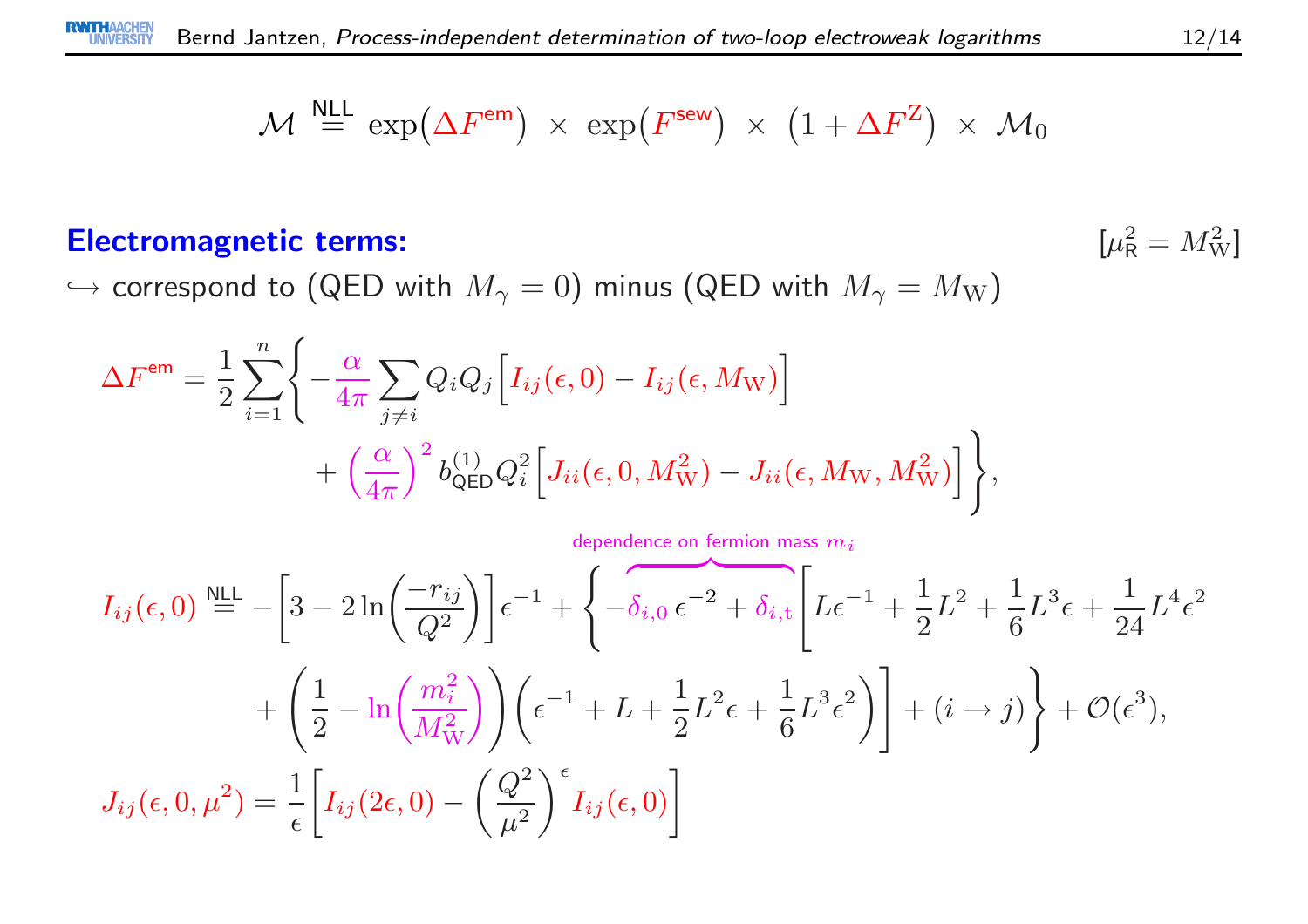$$\mathcal{M} \overset{\text{NLL}}{=} \exp\!\big(\Delta F^{\text{em}}\big) \;\times\; \exp\!\big(F^{\text{sew}}\big) \;\times\; \big(1 + \Delta F^{\mathrm{Z}}\big) \;\times\; \mathcal{M}_0$$

## Electromagnetic terms:

$[\mu_{\mathrm{R}}^2 = M_{\mathrm{W}}^2]$

$\hookrightarrow$ correspond to (QED with $M_\gamma = 0$) minus (QED with $M_\gamma = M_{\mathrm{W}}$)

$$\Delta F^{\text{em}} = \frac{1}{2}\sum_{i=1}^{n}\Bigg\{ -\frac{\alpha}{4\pi}\sum_{j\neq i} Q_i Q_j \Big[ I_{ij}(\epsilon,0) - I_{ij}(\epsilon,M_{\mathrm{W}}) \Big] + \Big(\frac{\alpha}{4\pi}\Big)^2 b^{(1)}_{\text{QED}} Q_i^2 \Big[ J_{ii}(\epsilon,0,M_{\mathrm{W}}^2) - J_{ii}(\epsilon,M_{\mathrm{W}},M_{\mathrm{W}}^2) \Big] \Bigg\},$$

$$I_{ij}(\epsilon,0) \overset{\text{NLL}}{=} -\bigg[3 - 2\ln\!\Big(\frac{-r_{ij}}{Q^2}\Big)\bigg]\epsilon^{-1} + \Bigg\{ \overbrace{-\delta_{i,0}\,\epsilon^{-2} + \delta_{i,\mathrm{t}}}^{\text{dependence on fermion mass } m_i} \bigg[ L\epsilon^{-1} + \frac{1}{2}L^2 + \frac{1}{6}L^3\epsilon + \frac{1}{24}L^4\epsilon^2 + \bigg(\frac{1}{2} - \ln\!\Big(\frac{m_i^2}{M_{\mathrm{W}}^2}\Big)\bigg)\Big(\epsilon^{-1} + L + \frac{1}{2}L^2\epsilon + \frac{1}{6}L^3\epsilon^2\Big) \bigg] + (i \to j) \Bigg\} + \mathcal{O}(\epsilon^3),$$

$$J_{ij}(\epsilon,0,\mu^2) = \frac{1}{\epsilon}\bigg[ I_{ij}(2\epsilon,0) - \Big(\frac{Q^2}{\mu^2}\Big)^{\epsilon} I_{ij}(\epsilon,0) \bigg]$$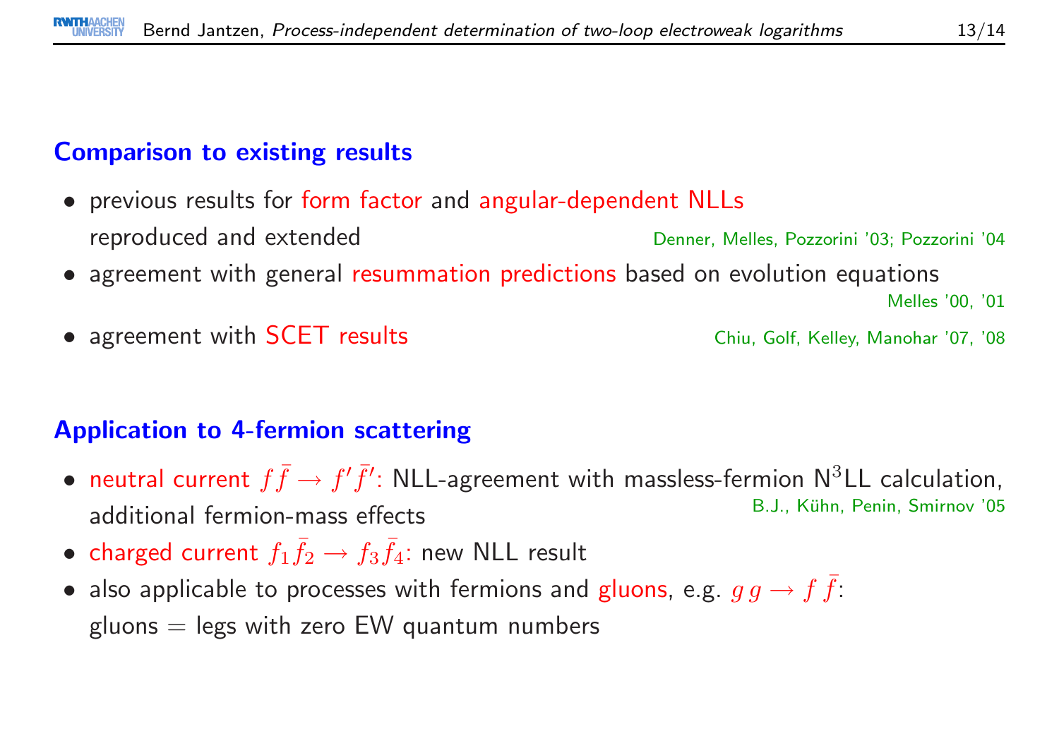## Comparison to existing results

- previous results for form factor and angular-dependent NLLs reproduced and extended — Denner, Melles, Pozzorini '03; Pozzorini '04
- agreement with general resummation predictions based on evolution equations — Melles '00, '01
- agreement with SCET results — Chiu, Golf, Kelley, Manohar '07, '08

## Application to 4-fermion scattering

- neutral current $f\bar{f} \to f'\bar{f}'$: NLL-agreement with massless-fermion N$^3$LL calculation, additional fermion-mass effects — B.J., Kühn, Penin, Smirnov '05
- charged current $f_1\bar{f}_2 \to f_3\bar{f}_4$: new NLL result
- also applicable to processes with fermions and gluons, e.g. $g\,g \to f\,\bar{f}$:
  gluons = legs with zero EW quantum numbers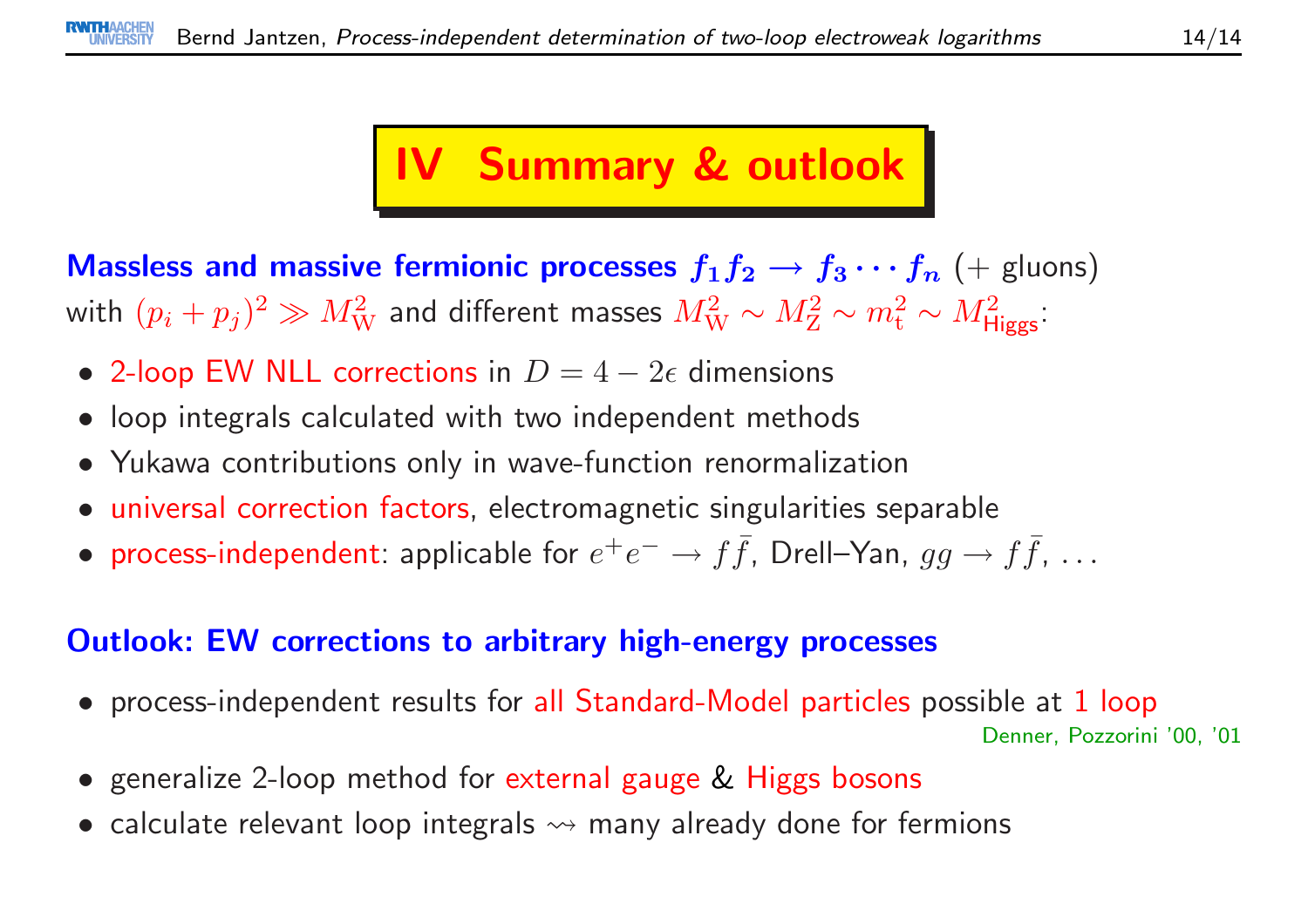# IV Summary & outlook

**Massless and massive fermionic processes $f_1 f_2 \to f_3 \cdots f_n$** (+ gluons) with $(p_i + p_j)^2 \gg M_\mathrm{W}^2$ and different masses $M_\mathrm{W}^2 \sim M_\mathrm{Z}^2 \sim m_\mathrm{t}^2 \sim M_\mathrm{Higgs}^2$:

- 2-loop EW NLL corrections in $D = 4 - 2\epsilon$ dimensions
- loop integrals calculated with two independent methods
- Yukawa contributions only in wave-function renormalization
- universal correction factors, electromagnetic singularities separable
- process-independent: applicable for $e^+e^- \to f\bar{f}$, Drell–Yan, $gg \to f\bar{f}$, ...

**Outlook: EW corrections to arbitrary high-energy processes**

- process-independent results for all Standard-Model particles possible at 1 loop
  Denner, Pozzorini '00, '01
- generalize 2-loop method for external gauge & Higgs bosons
- calculate relevant loop integrals $\rightsquigarrow$ many already done for fermions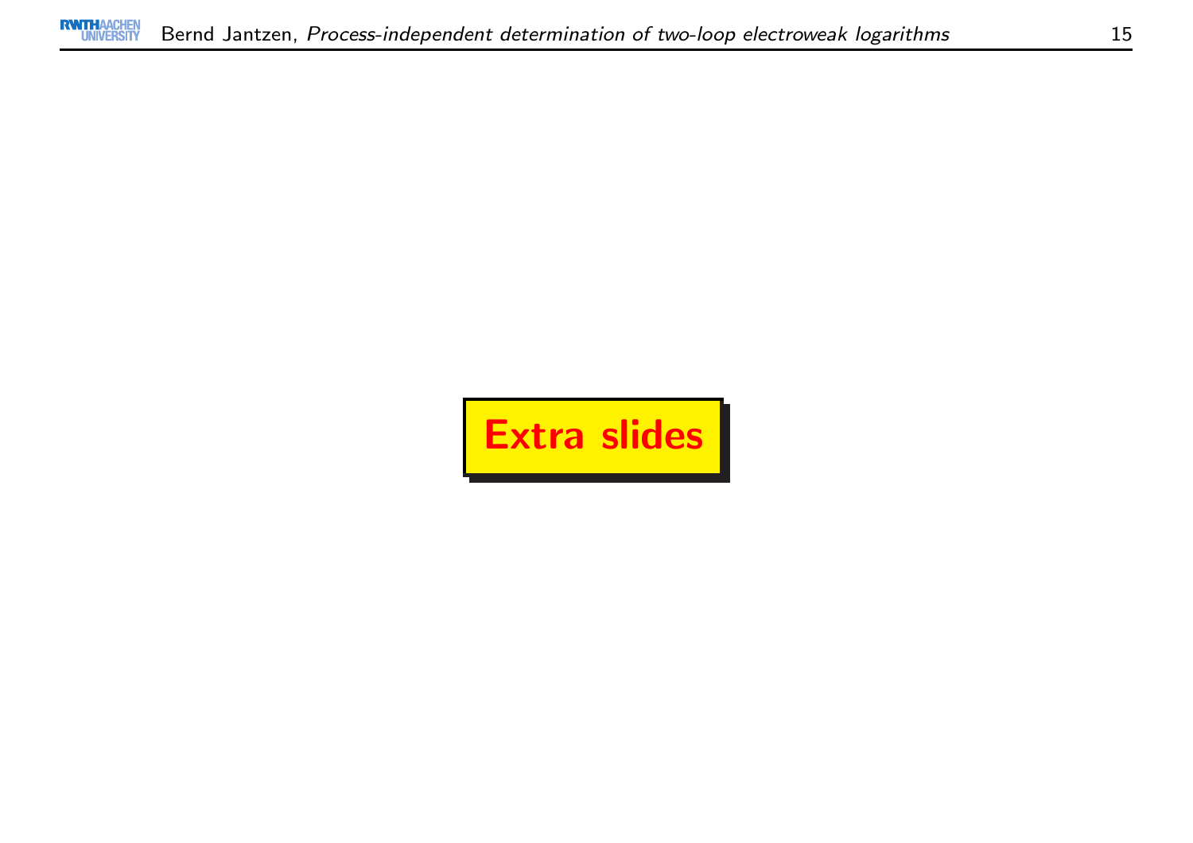# Extra slides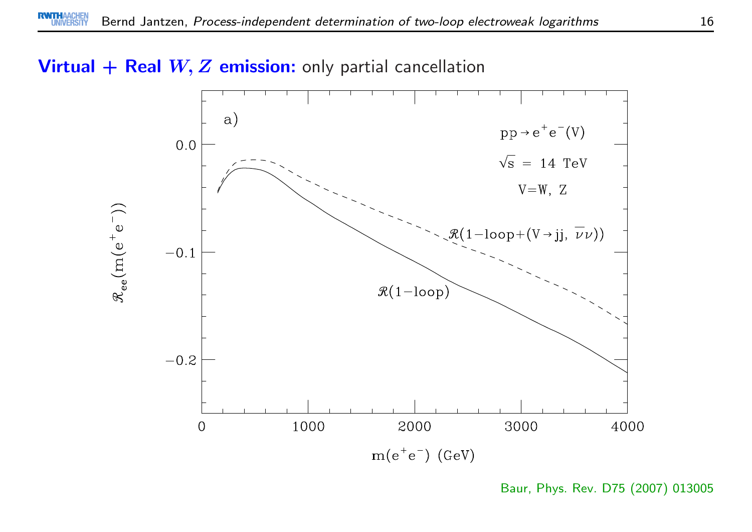**Virtual + Real $W, Z$ emission:** only partial cancellation

a)

$pp \to e^+e^-(V)$

$\sqrt{s} = 14$ TeV

V=W, Z

$\mathcal{R}(1\text{-loop}+(V \to jj,\ \bar{\nu}\nu))$

$\mathcal{R}(1\text{-loop})$

$\mathcal{R}_{ee}(m(e^+e^-))$

0.0

−0.1

−0.2

0

1000

2000

3000

4000

$m(e^+e^-)$ (GeV)

Baur, Phys. Rev. D75 (2007) 013005